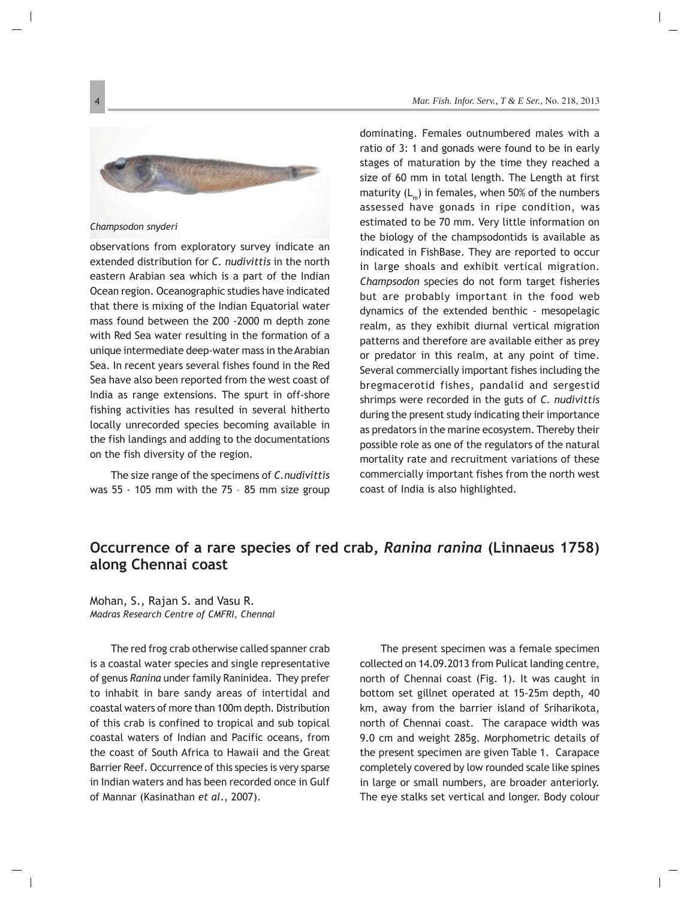*Champsodon snyderi*

observations from exploratory survey indicate an extended distribution for *C. nudivittis* in the north eastern Arabian sea which is a part of the Indian Ocean region. Oceanographic studies have indicated that there is mixing of the Indian Equatorial water mass found between the 200 -2000 m depth zone with Red Sea water resulting in the formation of a unique intermediate deep-water mass in the Arabian Sea. In recent years several fishes found in the Red Sea have also been reported from the west coast of India as range extensions. The spurt in off-shore fishing activities has resulted in several hitherto locally unrecorded species becoming available in the fish landings and adding to the documentations on the fish diversity of the region.

The size range of the specimens of *C.nudivittis* was 55 - 105 mm with the 75 – 85 mm size group dominating. Females outnumbered males with a ratio of 3: 1 and gonads were found to be in early stages of maturation by the time they reached a size of 60 mm in total length. The Length at first maturity ($L_m$) in females, when 50% of the numbers assessed have gonads in ripe condition, was estimated to be 70 mm. Very little information on the biology of the champsodontids is available as indicated in FishBase. They are reported to occur in large shoals and exhibit vertical migration. *Champsodon* species do not form target fisheries but are probably important in the food web dynamics of the extended benthic - mesopelagic realm, as they exhibit diurnal vertical migration patterns and therefore are available either as prey or predator in this realm, at any point of time. Several commercially important fishes including the bregmacerotid fishes, pandalid and sergestid shrimps were recorded in the guts of *C. nudivittis* during the present study indicating their importance as predators in the marine ecosystem. Thereby their possible role as one of the regulators of the natural mortality rate and recruitment variations of these commercially important fishes from the north west coast of India is also highlighted.

## Occurrence of a rare species of red crab, *Ranina ranina* (Linnaeus 1758) along Chennai coast

Mohan, S., Rajan S. and Vasu R.
*Madras Research Centre of CMFRI, Chennai*

The red frog crab otherwise called spanner crab is a coastal water species and single representative of genus *Ranina* under family Raninidea. They prefer to inhabit in bare sandy areas of intertidal and coastal waters of more than 100m depth. Distribution of this crab is confined to tropical and sub topical coastal waters of Indian and Pacific oceans, from the coast of South Africa to Hawaii and the Great Barrier Reef. Occurrence of this species is very sparse in Indian waters and has been recorded once in Gulf of Mannar (Kasinathan *et al.*, 2007).

The present specimen was a female specimen collected on 14.09.2013 from Pulicat landing centre, north of Chennai coast (Fig. 1). It was caught in bottom set gillnet operated at 15-25m depth, 40 km, away from the barrier island of Sriharikota, north of Chennai coast. The carapace width was 9.0 cm and weight 285g. Morphometric details of the present specimen are given Table 1. Carapace completely covered by low rounded scale like spines in large or small numbers, are broader anteriorly. The eye stalks set vertical and longer. Body colour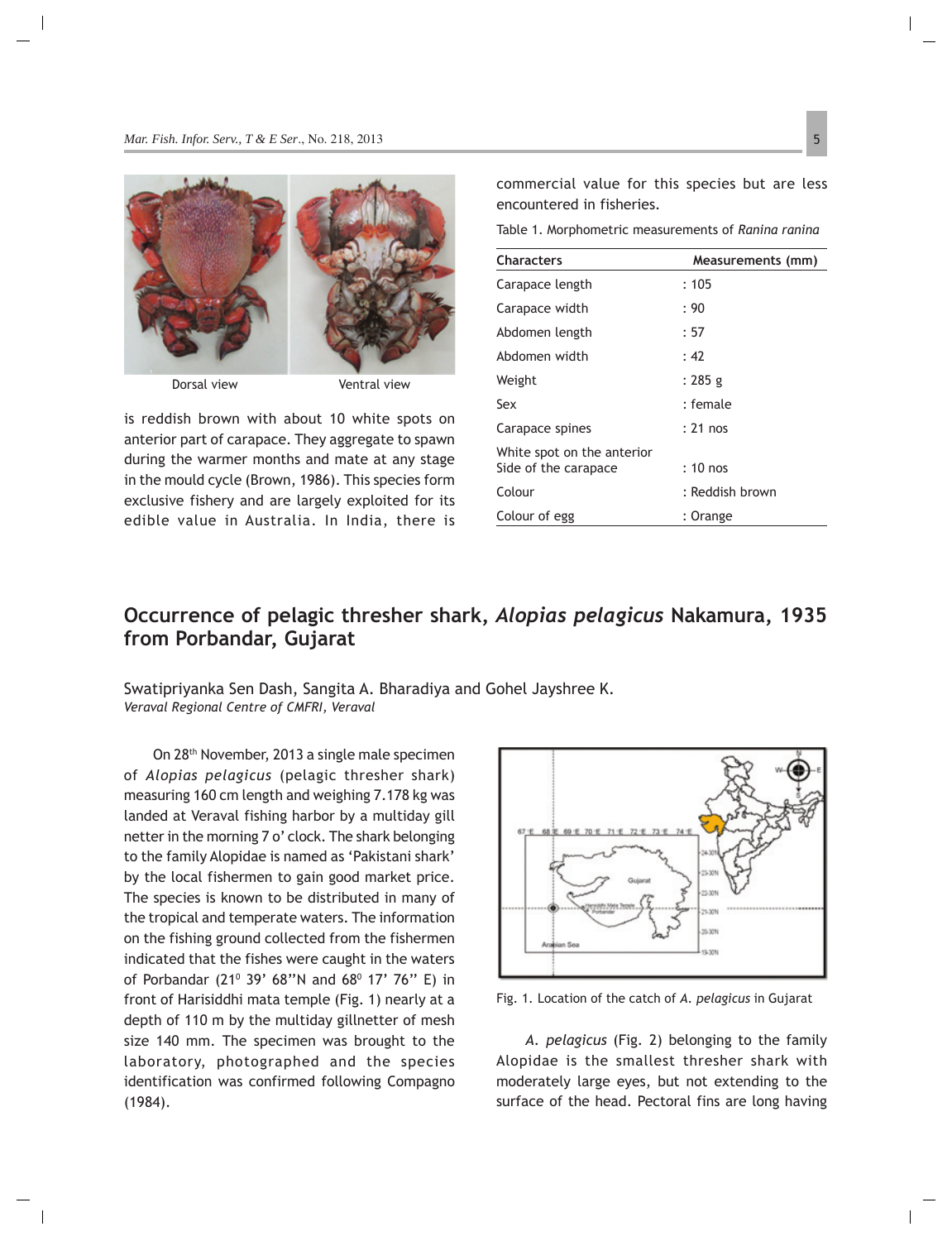Dorsal view

Ventral view

is reddish brown with about 10 white spots on anterior part of carapace. They aggregate to spawn during the warmer months and mate at any stage in the mould cycle (Brown, 1986). This species form exclusive fishery and are largely exploited for its edible value in Australia. In India, there is commercial value for this species but are less encountered in fisheries.

Table 1. Morphometric measurements of *Ranina ranina*

| Characters | Measurements (mm) |
|---|---|
| Carapace length | : 105 |
| Carapace width | : 90 |
| Abdomen length | : 57 |
| Abdomen width | : 42 |
| Weight | : 285 g |
| Sex | : female |
| Carapace spines | : 21 nos |
| White spot on the anterior Side of the carapace | : 10 nos |
| Colour | : Reddish brown |
| Colour of egg | : Orange |

## Occurrence of pelagic thresher shark, *Alopias pelagicus* Nakamura, 1935 from Porbandar, Gujarat

Swatipriyanka Sen Dash, Sangita A. Bharadiya and Gohel Jayshree K.
*Veraval Regional Centre of CMFRI, Veraval*

On 28th November, 2013 a single male specimen of *Alopias pelagicus* (pelagic thresher shark) measuring 160 cm length and weighing 7.178 kg was landed at Veraval fishing harbor by a multiday gill netter in the morning 7 o' clock. The shark belonging to the family Alopidae is named as 'Pakistani shark' by the local fishermen to gain good market price. The species is known to be distributed in many of the tropical and temperate waters. The information on the fishing ground collected from the fishermen indicated that the fishes were caught in the waters of Porbandar (21⁰ 39' 68''N and 68⁰ 17' 76'' E) in front of Harisiddhi mata temple (Fig. 1) nearly at a depth of 110 m by the multiday gillnetter of mesh size 140 mm. The specimen was brought to the laboratory, photographed and the species identification was confirmed following Compagno (1984).

Fig. 1. Location of the catch of *A. pelagicus* in Gujarat

*A. pelagicus* (Fig. 2) belonging to the family Alopidae is the smallest thresher shark with moderately large eyes, but not extending to the surface of the head. Pectoral fins are long having